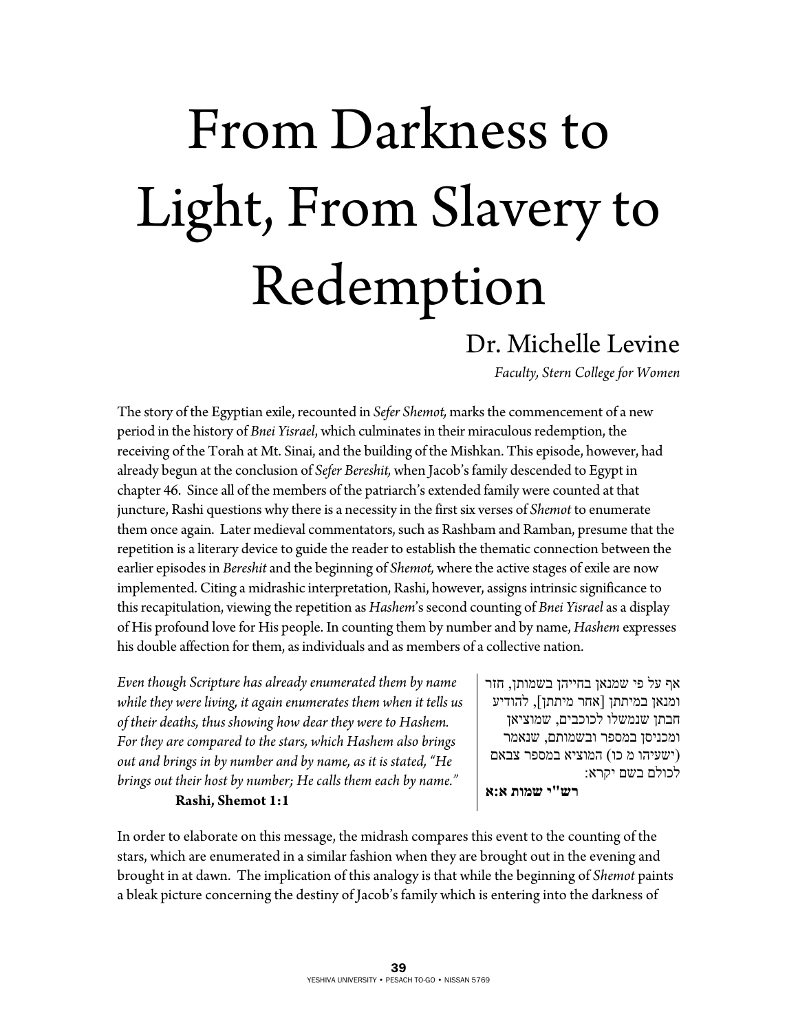# From Darkness to Light, From Slavery to Redemption

## Dr. Michelle Levine

*Faculty, Stern College for Women*

The story of the Egyptian exile, recounted in *Sefer Shemot,* marks the commencement of a new period in the history of *Bnei Yisrael*, which culminates in their miraculous redemption, the receiving of the Torah at Mt. Sinai, and the building of the Mishkan. This episode, however, had already begun at the conclusion of *Sefer Bereshit,* when Jacob's family descended to Egypt in chapter 46. Since all of the members of the patriarch's extended family were counted at that juncture, Rashi questions why there is a necessity in the first six verses of *Shemot* to enumerate them once again. Later medieval commentators, such as Rashbam and Ramban, presume that the repetition is a literary device to guide the reader to establish the thematic connection between the earlier episodes in *Bereshit* and the beginning of *Shemot,* where the active stages of exile are now implemented. Citing a midrashic interpretation, Rashi, however, assigns intrinsic significance to this recapitulation, viewing the repetition as *Hashem*'s second counting of *Bnei Yisrael* as a display of His profound love for His people. In counting them by number and by name, *Hashem* expresses his double affection for them, as individuals and as members of a collective nation.

*Even though Scripture has already enumerated them by name while they were living, it again enumerates them when it tells us of their deaths, thus showing how dear they were to Hashem. For they are compared to the stars, which Hashem also brings out and brings in by number and by name, as it is stated, "He brings out their host by number; He calls them each by name."*

**Rashi, Shemot 1:1**

אף על פי שמנאן בחייהן בשמותן, חזר ומנאן במיתתן [אחר מיתתן], להודיע חבתן שנמשלו לכוכבים, שמוציאן ומכניסן במספר ובשמותם, שנאמר (ישעיהו מ כו) המוציא במספר צבאם לכולם בשם יקרא:

**רש"י שמות א:א**

In order to elaborate on this message, the midrash compares this event to the counting of the stars, which are enumerated in a similar fashion when they are brought out in the evening and brought in at dawn. The implication of this analogy is that while the beginning of *Shemot* paints a bleak picture concerning the destiny of Jacob's family which is entering into the darkness of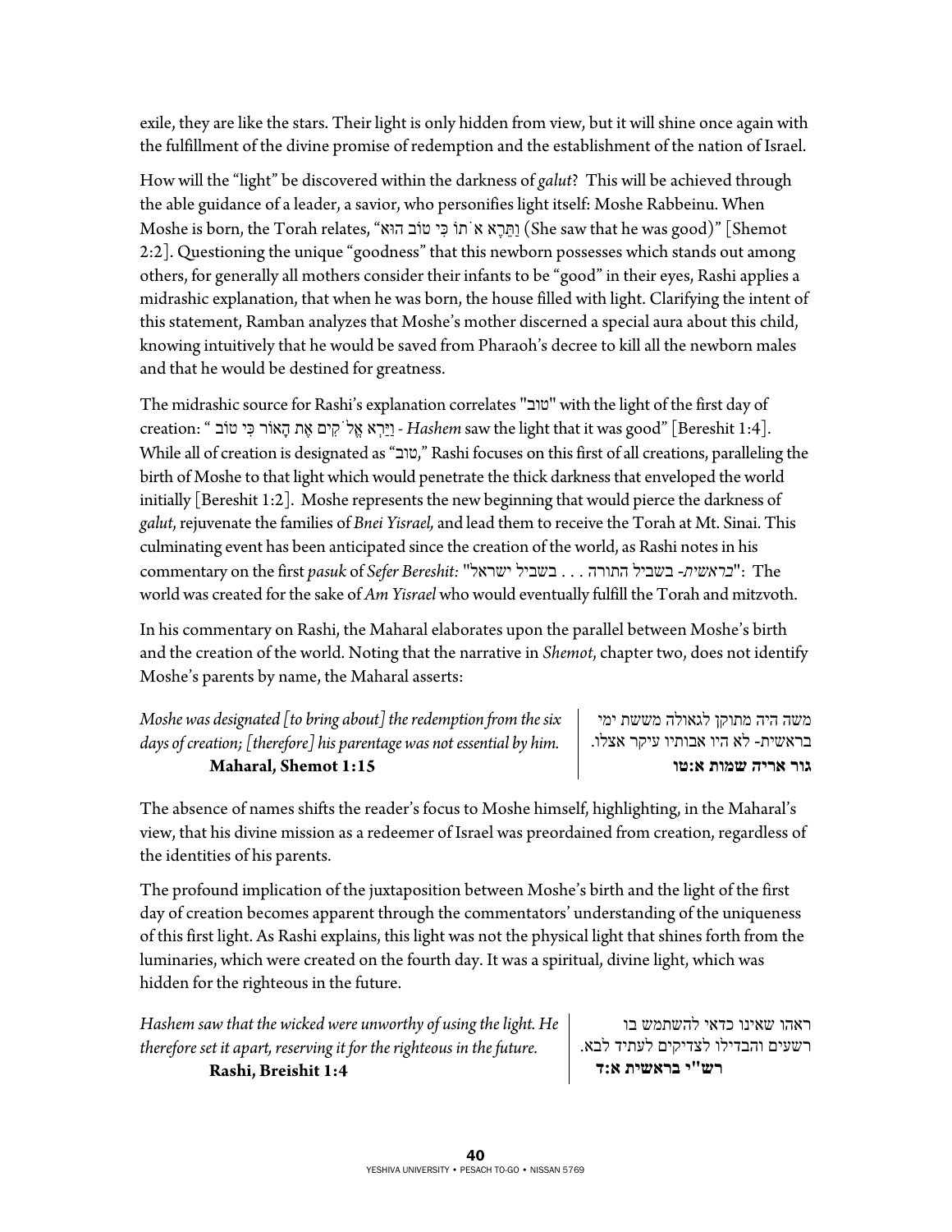exile, they are like the stars. Their light is only hidden from view, but it will shine once again with the fulfillment of the divine promise of redemption and the establishment of the nation of Israel.

How will the "light" be discovered within the darkness of *galut*? This will be achieved through the able guidance of a leader, a savior, who personifies light itself: Moshe Rabbeinu. When Moshe is born, the Torah relates, "וַתֵּרֶא אֹתוֹ כִּי טוֹב הוּא (She saw that he was good)" [Shemot 2:2]. Questioning the unique "goodness" that this newborn possesses which stands out among others, for generally all mothers consider their infants to be "good" in their eyes, Rashi applies a midrashic explanation, that when he was born, the house filled with light. Clarifying the intent of this statement, Ramban analyzes that Moshe's mother discerned a special aura about this child, knowing intuitively that he would be saved from Pharaoh's decree to kill all the newborn males and that he would be destined for greatness.

The midrashic source for Rashi's explanation correlates "טוב" with the light of the first day of creation: " וַיַּרְא אֱלֹקִים אֶת הָאוֹר כִּי טוֹב - *Hashem* saw the light that it was good" [Bereshit 1:4]. While all of creation is designated as "טוב," Rashi focuses on this first of all creations, paralleling the birth of Moshe to that light which would penetrate the thick darkness that enveloped the world initially [Bereshit 1:2]. Moshe represents the new beginning that would pierce the darkness of *galut*, rejuvenate the families of *Bnei Yisrael,* and lead them to receive the Torah at Mt. Sinai. This culminating event has been anticipated since the creation of the world, as Rashi notes in his commentary on the first *pasuk* of *Sefer Bereshit:* "*בראשית*- בשביל התורה . . . בשביל ישראל": The world was created for the sake of *Am Yisrael* who would eventually fulfill the Torah and mitzvoth.

In his commentary on Rashi, the Maharal elaborates upon the parallel between Moshe's birth and the creation of the world. Noting that the narrative in *Shemot*, chapter two, does not identify Moshe's parents by name, the Maharal asserts:

*Moshe was designated [to bring about] the redemption from the six days of creation; [therefore] his parentage was not essential by him.*
**Maharal, Shemot 1:15**

משה היה מתוקן לגאולה מששת ימי בראשית- לא היו אבותיו עיקר אצלו.
**גור אריה שמות א:טו**

The absence of names shifts the reader's focus to Moshe himself, highlighting, in the Maharal's view, that his divine mission as a redeemer of Israel was preordained from creation, regardless of the identities of his parents.

The profound implication of the juxtaposition between Moshe's birth and the light of the first day of creation becomes apparent through the commentators' understanding of the uniqueness of this first light. As Rashi explains, this light was not the physical light that shines forth from the luminaries, which were created on the fourth day. It was a spiritual, divine light, which was hidden for the righteous in the future.

*Hashem saw that the wicked were unworthy of using the light. He therefore set it apart, reserving it for the righteous in the future.*
**Rashi, Breishit 1:4**

ראהו שאינו כדאי להשתמש בו רשעים והבדילו לצדיקים לעתיד לבא.
**רש"י בראשית א:ד**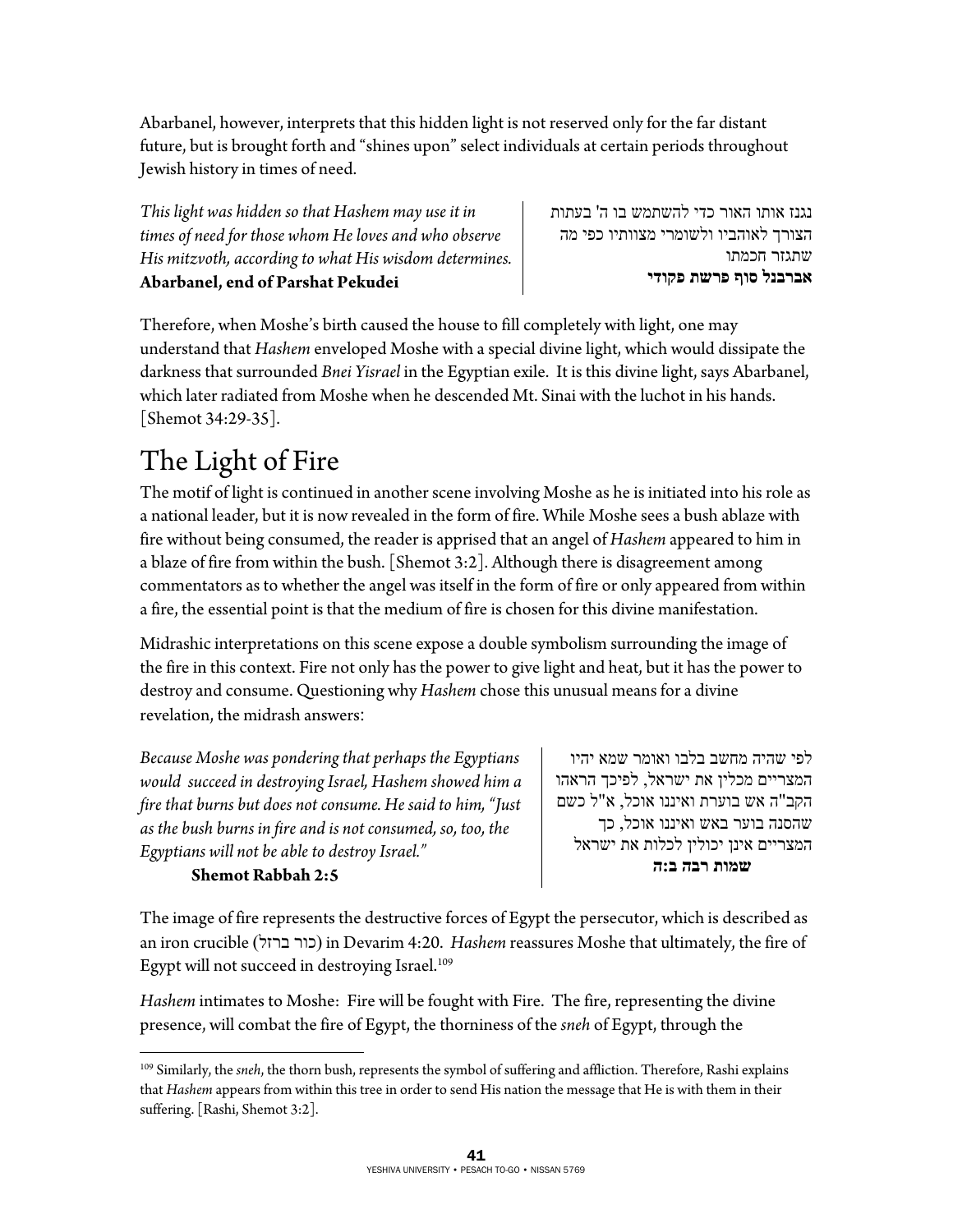Abarbanel, however, interprets that this hidden light is not reserved only for the far distant future, but is brought forth and "shines upon" select individuals at certain periods throughout Jewish history in times of need.

*This light was hidden so that Hashem may use it in times of need for those whom He loves and who observe His mitzvoth, according to what His wisdom determines.*
**Abarbanel, end of Parshat Pekudei**

נגנז אותו האור כדי להשתמש בו ה' בעתות הצורך לאוהביו ולשומרי מצוותיו כפי מה שתגזר חכמתו
**אברבנל סוף פרשת פקודי**

Therefore, when Moshe's birth caused the house to fill completely with light, one may understand that *Hashem* enveloped Moshe with a special divine light, which would dissipate the darkness that surrounded *Bnei Yisrael* in the Egyptian exile. It is this divine light, says Abarbanel, which later radiated from Moshe when he descended Mt. Sinai with the luchot in his hands. [Shemot 34:29-35].

# The Light of Fire

The motif of light is continued in another scene involving Moshe as he is initiated into his role as a national leader, but it is now revealed in the form of fire. While Moshe sees a bush ablaze with fire without being consumed, the reader is apprised that an angel of *Hashem* appeared to him in a blaze of fire from within the bush. [Shemot 3:2]. Although there is disagreement among commentators as to whether the angel was itself in the form of fire or only appeared from within a fire, the essential point is that the medium of fire is chosen for this divine manifestation.

Midrashic interpretations on this scene expose a double symbolism surrounding the image of the fire in this context. Fire not only has the power to give light and heat, but it has the power to destroy and consume. Questioning why *Hashem* chose this unusual means for a divine revelation, the midrash answers:

*Because Moshe was pondering that perhaps the Egyptians would succeed in destroying Israel, Hashem showed him a fire that burns but does not consume. He said to him, "Just as the bush burns in fire and is not consumed, so, too, the Egyptians will not be able to destroy Israel."*
**Shemot Rabbah 2:5**

לפי שהיה מחשב בלבו ואומר שמא יהיו המצריים מכלין את ישראל, לפיכך הראהו הקב"ה אש בוערת ואיננו אוכל, א"ל כשם שהסנה בוער באש ואיננו אוכל, כך המצריים אינן יכולין לכלות את ישראל
**שמות רבה ב:ה**

The image of fire represents the destructive forces of Egypt the persecutor, which is described as an iron crucible (כור ברזל) in Devarim 4:20. *Hashem* reassures Moshe that ultimately, the fire of Egypt will not succeed in destroying Israel.[109]

*Hashem* intimates to Moshe: Fire will be fought with Fire. The fire, representing the divine presence, will combat the fire of Egypt, the thorniness of the *sneh* of Egypt, through the

[109] Similarly, the *sneh*, the thorn bush, represents the symbol of suffering and affliction. Therefore, Rashi explains that *Hashem* appears from within this tree in order to send His nation the message that He is with them in their suffering. [Rashi, Shemot 3:2].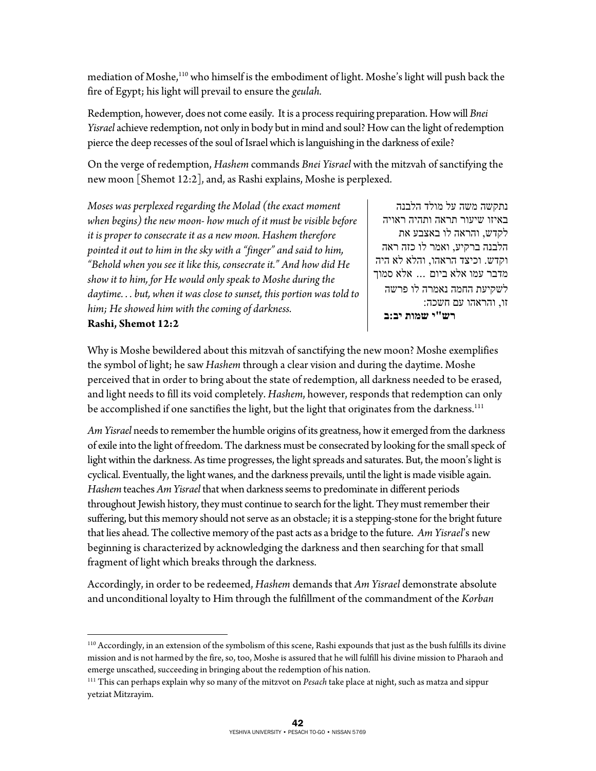mediation of Moshe,[110] who himself is the embodiment of light. Moshe's light will push back the fire of Egypt; his light will prevail to ensure the *geulah.*

Redemption, however, does not come easily. It is a process requiring preparation. How will *Bnei Yisrael* achieve redemption, not only in body but in mind and soul? How can the light of redemption pierce the deep recesses of the soul of Israel which is languishing in the darkness of exile?

On the verge of redemption, *Hashem* commands *Bnei Yisrael* with the mitzvah of sanctifying the new moon [Shemot 12:2], and, as Rashi explains, Moshe is perplexed.

*Moses was perplexed regarding the Molad (the exact moment when begins) the new moon- how much of it must be visible before it is proper to consecrate it as a new moon. Hashem therefore pointed it out to him in the sky with a "finger" and said to him, "Behold when you see it like this, consecrate it." And how did He show it to him, for He would only speak to Moshe during the daytime. . . but, when it was close to sunset, this portion was told to him; He showed him with the coming of darkness.*
**Rashi, Shemot 12:2**

נתקשה משה על מולד הלבנה באיזו שיעור תראה ותהיה ראויה לקדש, והראה לו באצבע את הלבנה ברקיע, ואמר לו כזה ראה וקדש. וכיצד הראהו, והלא לא היה מדבר עמו אלא ביום ... אלא סמוך לשקיעת החמה נאמרה לו פרשה זו, והראהו עם חשכה:
**רש"י שמות יב:ב**

Why is Moshe bewildered about this mitzvah of sanctifying the new moon? Moshe exemplifies the symbol of light; he saw *Hashem* through a clear vision and during the daytime. Moshe perceived that in order to bring about the state of redemption, all darkness needed to be erased, and light needs to fill its void completely. *Hashem*, however, responds that redemption can only be accomplished if one sanctifies the light, but the light that originates from the darkness.[111]

*Am Yisrael* needs to remember the humble origins of its greatness, how it emerged from the darkness of exile into the light of freedom. The darkness must be consecrated by looking for the small speck of light within the darkness. As time progresses, the light spreads and saturates. But, the moon's light is cyclical. Eventually, the light wanes, and the darkness prevails, until the light is made visible again. *Hashem* teaches *Am Yisrael* that when darkness seems to predominate in different periods throughout Jewish history, they must continue to search for the light. They must remember their suffering, but this memory should not serve as an obstacle; it is a stepping-stone for the bright future that lies ahead. The collective memory of the past acts as a bridge to the future. *Am Yisrael*'s new beginning is characterized by acknowledging the darkness and then searching for that small fragment of light which breaks through the darkness.

Accordingly, in order to be redeemed, *Hashem* demands that *Am Yisrael* demonstrate absolute and unconditional loyalty to Him through the fulfillment of the commandment of the *Korban*

---

[110] Accordingly, in an extension of the symbolism of this scene, Rashi expounds that just as the bush fulfills its divine mission and is not harmed by the fire, so, too, Moshe is assured that he will fulfill his divine mission to Pharaoh and emerge unscathed, succeeding in bringing about the redemption of his nation.

[111] This can perhaps explain why so many of the mitzvot on *Pesach* take place at night, such as matza and sippur yetziat Mitzrayim.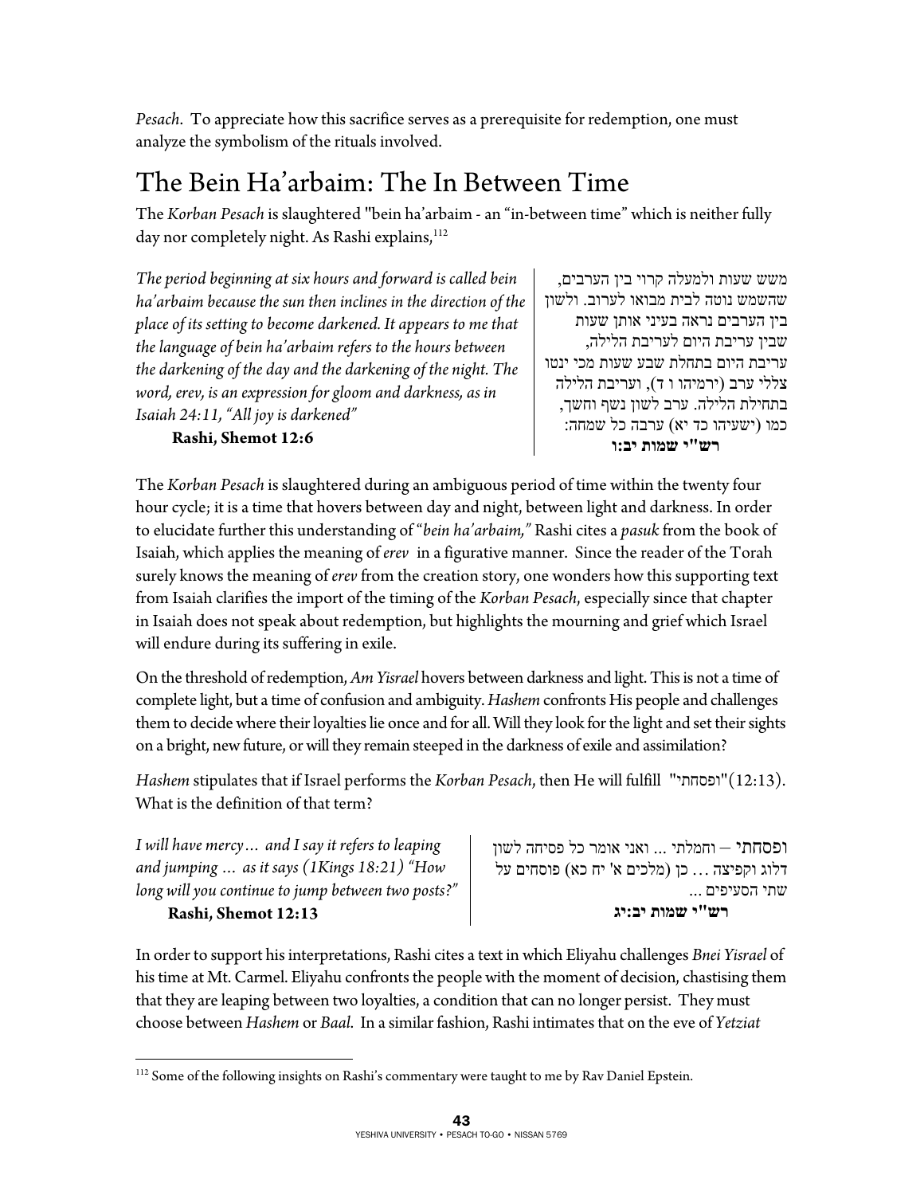*Pesach*. To appreciate how this sacrifice serves as a prerequisite for redemption, one must analyze the symbolism of the rituals involved.

## The Bein Ha'arbaim: The In Between Time

The *Korban Pesach* is slaughtered "bein ha'arbaim - an "in-between time" which is neither fully day nor completely night. As Rashi explains,[112]

*The period beginning at six hours and forward is called bein ha'arbaim because the sun then inclines in the direction of the place of its setting to become darkened. It appears to me that the language of bein ha'arbaim refers to the hours between the darkening of the day and the darkening of the night. The word, erev, is an expression for gloom and darkness, as in Isaiah 24:11, "All joy is darkened"*

**Rashi, Shemot 12:6**

משש שעות ולמעלה קרוי בין הערבים, שהשמש נוטה לבית מבואו לערוב. ולשון בין הערבים נראה בעיני אותן שעות שבין עריבת היום לעריבת הלילה, עריבת היום בתחלת שבע שעות מכי ינטו צללי ערב (ירמיהו ו ד), ועריבת הלילה בתחילת הלילה. ערב לשון נשף וחשך, כמו (ישעיהו כד יא) ערבה כל שמחה:

**רש"י שמות יב:ו**

The *Korban Pesach* is slaughtered during an ambiguous period of time within the twenty four hour cycle; it is a time that hovers between day and night, between light and darkness. In order to elucidate further this understanding of "*bein ha'arbaim,*" Rashi cites a *pasuk* from the book of Isaiah, which applies the meaning of *erev* in a figurative manner. Since the reader of the Torah surely knows the meaning of *erev* from the creation story, one wonders how this supporting text from Isaiah clarifies the import of the timing of the *Korban Pesach*, especially since that chapter in Isaiah does not speak about redemption, but highlights the mourning and grief which Israel will endure during its suffering in exile.

On the threshold of redemption, *Am Yisrael* hovers between darkness and light. This is not a time of complete light, but a time of confusion and ambiguity. *Hashem* confronts His people and challenges them to decide where their loyalties lie once and for all. Will they look for the light and set their sights on a bright, new future, or will they remain steeped in the darkness of exile and assimilation?

*Hashem* stipulates that if Israel performs the *Korban Pesach*, then He will fulfill "ופסחתי" (12:13). What is the definition of that term?

*I will have mercy… and I say it refers to leaping and jumping … as it says (1Kings 18:21) "How long will you continue to jump between two posts?"*

**Rashi, Shemot 12:13**

ופסחתי – וחמלתי ... ואני אומר כל פסיחה לשון דלוג וקפיצה ... כן (מלכים א' יח כא) פוסחים על שתי הסעיפים ...

**רש"י שמות יב:יג**

In order to support his interpretations, Rashi cites a text in which Eliyahu challenges *Bnei Yisrael* of his time at Mt. Carmel. Eliyahu confronts the people with the moment of decision, chastising them that they are leaping between two loyalties, a condition that can no longer persist. They must choose between *Hashem* or *Baal*. In a similar fashion, Rashi intimates that on the eve of *Yetziat*

---

[112] Some of the following insights on Rashi's commentary were taught to me by Rav Daniel Epstein.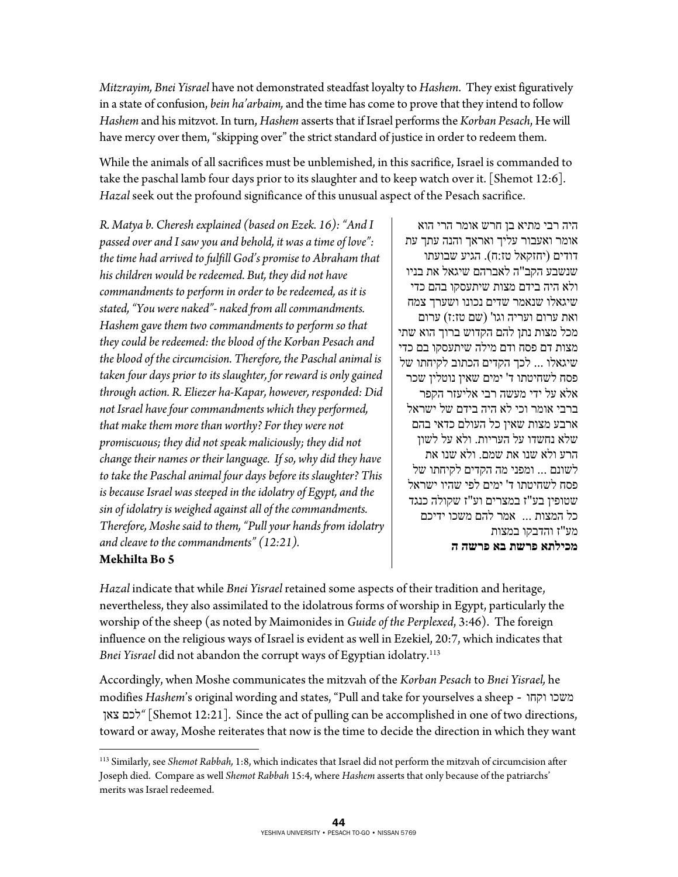*Mitzrayim, Bnei Yisrael* have not demonstrated steadfast loyalty to *Hashem*. They exist figuratively in a state of confusion, *bein ha'arbaim,* and the time has come to prove that they intend to follow *Hashem* and his mitzvot. In turn, *Hashem* asserts that if Israel performs the *Korban Pesach*, He will have mercy over them, "skipping over" the strict standard of justice in order to redeem them.

While the animals of all sacrifices must be unblemished, in this sacrifice, Israel is commanded to take the paschal lamb four days prior to its slaughter and to keep watch over it. [Shemot 12:6]. *Hazal* seek out the profound significance of this unusual aspect of the Pesach sacrifice.

*R. Matya b. Cheresh explained (based on Ezek. 16): "And I passed over and I saw you and behold, it was a time of love": the time had arrived to fulfill God's promise to Abraham that his children would be redeemed. But, they did not have commandments to perform in order to be redeemed, as it is stated, "You were naked"- naked from all commandments. Hashem gave them two commandments to perform so that they could be redeemed: the blood of the Korban Pesach and the blood of the circumcision. Therefore, the Paschal animal is taken four days prior to its slaughter, for reward is only gained through action. R. Eliezer ha-Kapar, however, responded: Did not Israel have four commandments which they performed, that make them more than worthy? For they were not promiscuous; they did not speak maliciously; they did not change their names or their language. If so, why did they have to take the Paschal animal four days before its slaughter? This is because Israel was steeped in the idolatry of Egypt, and the sin of idolatry is weighed against all of the commandments. Therefore, Moshe said to them, "Pull your hands from idolatry and cleave to the commandments" (12:21).*

**Mekhilta Bo 5**

היה רבי מתיא בן חרש אומר הרי הוא אומר ואעבור עליך ואראך והנה עתך עת דודים (יחזקאל טז:ח). הגיע שבועתו שנשבע הקב"ה לאברהם שיגאל את בניו ולא היה בידם מצות שיתעסקו בהם כדי שיגאלו שנאמר שדים נכונו ושערך צמח ואת ערום ועריה וגו' (שם טז:ז) ערום מכל מצות נתן להם הקדוש ברוך הוא שתי מצות דם פסח ודם מילה שיתעסקו בם כדי שיגאלו ... לכך הקדים הכתוב לקיחתו של פסח לשחיטתו ד' ימים שאין נוטלין שכר אלא על ידי מעשה רבי אליעזר הקפר ברבי אומר וכי לא היה בידם של ישראל ארבע מצות שאין כל העולם כדאי בהם שלא נחשדו על העריות. ולא על לשון הרע ולא שנו את שמם. ולא שנו את לשונם ... ומפני מה הקדים לקיחתו של פסח לשחיטתו ד' ימים לפי שהיו ישראל שטופין בע"ז במצרים וע"ז שקולה כנגד כל המצות ... אמר להם משכו ידיכם מע"ז והדבקו במצות

**מכילתא פרשת בא פרשה ה**

*Hazal* indicate that while *Bnei Yisrael* retained some aspects of their tradition and heritage, nevertheless, they also assimilated to the idolatrous forms of worship in Egypt, particularly the worship of the sheep (as noted by Maimonides in *Guide of the Perplexed*, 3:46). The foreign influence on the religious ways of Israel is evident as well in Ezekiel, 20:7, which indicates that *Bnei Yisrael* did not abandon the corrupt ways of Egyptian idolatry.[113]

Accordingly, when Moshe communicates the mitzvah of the *Korban Pesach* to *Bnei Yisrael,* he modifies *Hashem*'s original wording and states, "Pull and take for yourselves a sheep - משכו וקחו לכם צאן" [Shemot 12:21]. Since the act of pulling can be accomplished in one of two directions, toward or away, Moshe reiterates that now is the time to decide the direction in which they want

[113] Similarly, see *Shemot Rabbah,* 1:8, which indicates that Israel did not perform the mitzvah of circumcision after Joseph died. Compare as well *Shemot Rabbah* 15:4, where *Hashem* asserts that only because of the patriarchs' merits was Israel redeemed.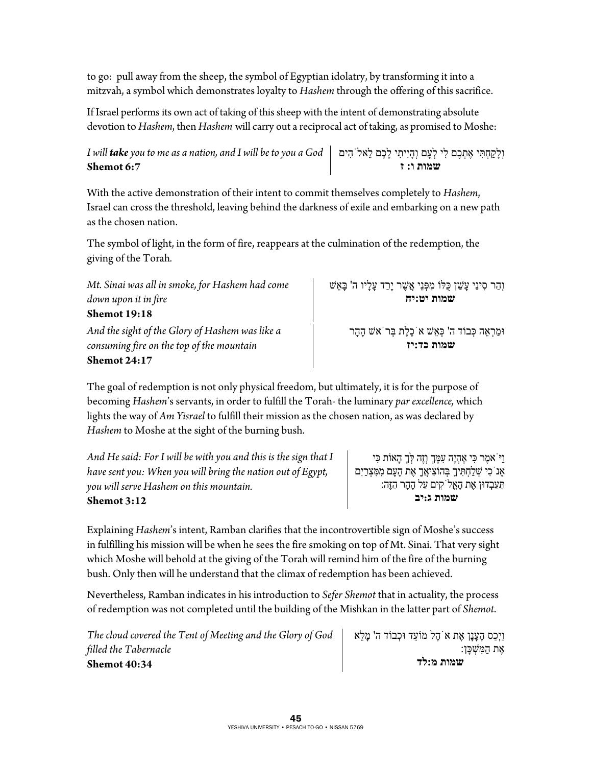to go: pull away from the sheep, the symbol of Egyptian idolatry, by transforming it into a mitzvah, a symbol which demonstrates loyalty to *Hashem* through the offering of this sacrifice.

If Israel performs its own act of taking of this sheep with the intent of demonstrating absolute devotion to *Hashem*, then *Hashem* will carry out a reciprocal act of taking, as promised to Moshe:

| | |
|---|---|
| *I will **take** you to me as a nation, and I will be to you a God* **Shemot 6:7** | וְלָקַחְתִּי אֶתְכֶם לִי לְעָם וְהָיִיתִי לָכֶם לֵאלֹ־הִים **שמות ו: ז** |

With the active demonstration of their intent to commit themselves completely to *Hashem*, Israel can cross the threshold, leaving behind the darkness of exile and embarking on a new path as the chosen nation.

The symbol of light, in the form of fire, reappears at the culmination of the redemption, the giving of the Torah.

| | |
|---|---|
| *Mt. Sinai was all in smoke, for Hashem had come down upon it in fire* **Shemot 19:18** | וְהַר סִינַי עָשַׁן כֻּלּוֹ מִפְּנֵי אֲשֶׁר יָרַד עָלָיו ה' בָּאֵשׁ **שמות יט:יח** |
| *And the sight of the Glory of Hashem was like a consuming fire on the top of the mountain* **Shemot 24:17** | וּמַרְאֵה כְּבוֹד ה' כְּאֵשׁ אֹכֶלֶת בְּרֹאשׁ הָהָר **שמות כד:יז** |

The goal of redemption is not only physical freedom, but ultimately, it is for the purpose of becoming *Hashem*'s servants, in order to fulfill the Torah- the luminary *par excellence,* which lights the way of *Am Yisrael* to fulfill their mission as the chosen nation, as was declared by *Hashem* to Moshe at the sight of the burning bush.

| | |
|---|---|
| *And He said: For I will be with you and this is the sign that I have sent you: When you will bring the nation out of Egypt, you will serve Hashem on this mountain.* **Shemot 3:12** | וַיֹּאמֶר כִּי אֶהְיֶה עִמָּךְ וְזֶה לְּךָ הָאוֹת כִּי אָנֹכִי שְׁלַחְתִּיךָ בְּהוֹצִיאֲךָ אֶת הָעָם מִמִּצְרַיִם תַּעַבְדוּן אֶת הָאֱלֹ־קִים עַל הָהָר הַזֶּה: **שמות ג:יב** |

Explaining *Hashem*'s intent, Ramban clarifies that the incontrovertible sign of Moshe's success in fulfilling his mission will be when he sees the fire smoking on top of Mt. Sinai. That very sight which Moshe will behold at the giving of the Torah will remind him of the fire of the burning bush. Only then will he understand that the climax of redemption has been achieved.

Nevertheless, Ramban indicates in his introduction to *Sefer Shemot* that in actuality, the process of redemption was not completed until the building of the Mishkan in the latter part of *Shemot*.

| | |
|---|---|
| *The cloud covered the Tent of Meeting and the Glory of God filled the Tabernacle* **Shemot 40:34** | וַיְכַס הֶעָנָן אֶת אֹהֶל מוֹעֵד וּכְבוֹד ה' מָלֵא אֶת הַמִּשְׁכָּן: **שמות מ:לד** |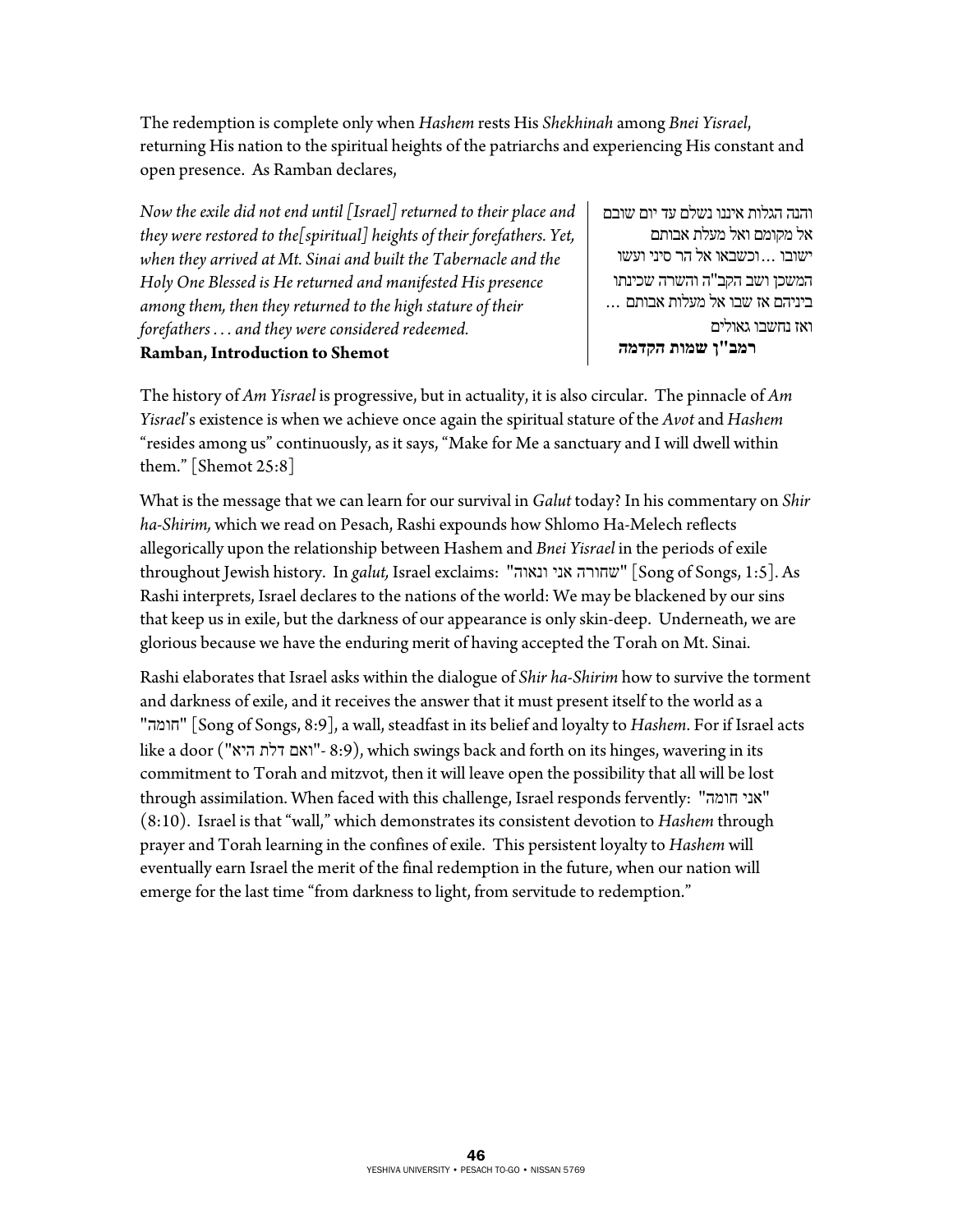The redemption is complete only when *Hashem* rests His *Shekhinah* among *Bnei Yisrael*, returning His nation to the spiritual heights of the patriarchs and experiencing His constant and open presence. As Ramban declares,

*Now the exile did not end until [Israel] returned to their place and they were restored to the[spiritual] heights of their forefathers. Yet, when they arrived at Mt. Sinai and built the Tabernacle and the Holy One Blessed is He returned and manifested His presence among them, then they returned to the high stature of their forefathers . . . and they were considered redeemed.*
**Ramban, Introduction to Shemot**

והנה הגלות איננו נשלם עד יום שובם אל מקומם ואל מעלת אבותם ישובו ...וכשבאו אל הר סיני ועשו המשכן ושב הקב"ה והשרה שכינתו ביניהם אז שבו אל מעלות אבותם ... ואז נחשבו גאולים
**רמב"ן שמות הקדמה**

The history of *Am Yisrael* is progressive, but in actuality, it is also circular. The pinnacle of *Am Yisrael*'s existence is when we achieve once again the spiritual stature of the *Avot* and *Hashem* "resides among us" continuously, as it says, "Make for Me a sanctuary and I will dwell within them." [Shemot 25:8]

What is the message that we can learn for our survival in *Galut* today? In his commentary on *Shir ha-Shirim,* which we read on Pesach, Rashi expounds how Shlomo Ha-Melech reflects allegorically upon the relationship between Hashem and *Bnei Yisrael* in the periods of exile throughout Jewish history. In *galut,* Israel exclaims: "שחורה אני ונאוה" [Song of Songs, 1:5]. As Rashi interprets, Israel declares to the nations of the world: We may be blackened by our sins that keep us in exile, but the darkness of our appearance is only skin-deep. Underneath, we are glorious because we have the enduring merit of having accepted the Torah on Mt. Sinai.

Rashi elaborates that Israel asks within the dialogue of *Shir ha-Shirim* how to survive the torment and darkness of exile, and it receives the answer that it must present itself to the world as a "חומה" [Song of Songs, 8:9], a wall, steadfast in its belief and loyalty to *Hashem*. For if Israel acts like a door ("ואם דלת היא"- 8:9), which swings back and forth on its hinges, wavering in its commitment to Torah and mitzvot, then it will leave open the possibility that all will be lost through assimilation. When faced with this challenge, Israel responds fervently: "אני חומה" (8:10). Israel is that "wall," which demonstrates its consistent devotion to *Hashem* through prayer and Torah learning in the confines of exile. This persistent loyalty to *Hashem* will eventually earn Israel the merit of the final redemption in the future, when our nation will emerge for the last time "from darkness to light, from servitude to redemption."